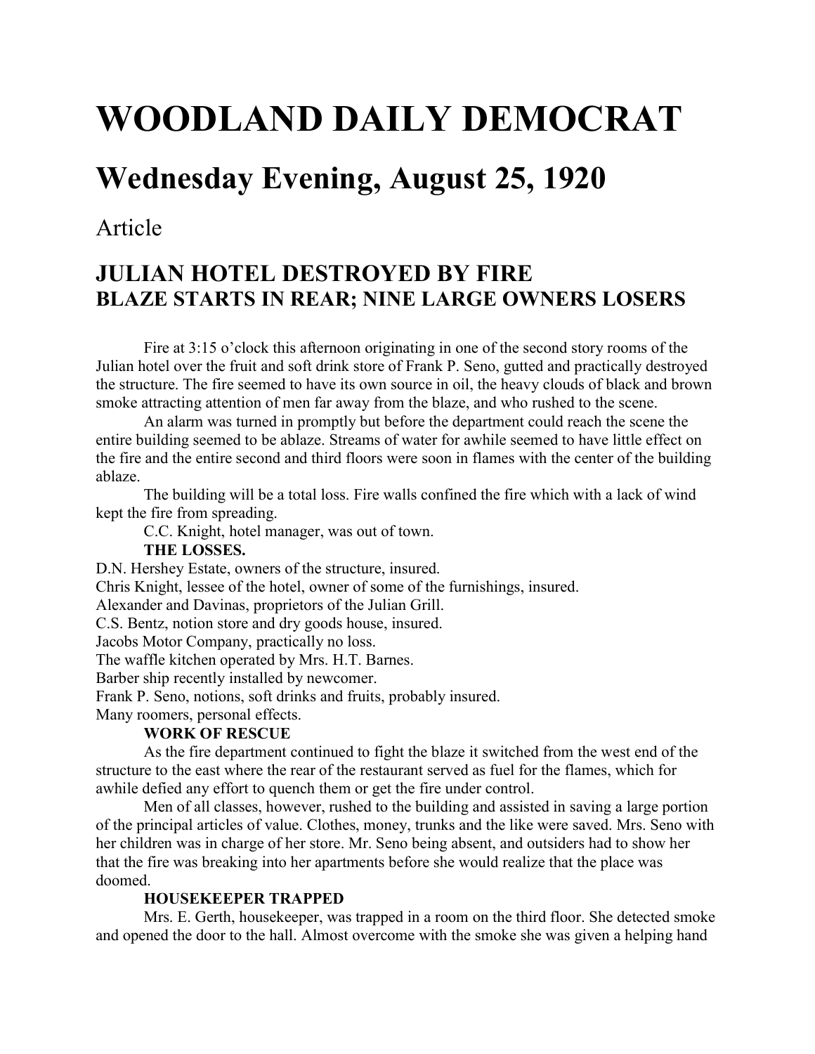# WOODLAND DAILY DEMOCRAT

## Wednesday Evening, August 25, 1920

Article

### JULIAN HOTEL DESTROYED BY FIRE
### BLAZE STARTS IN REAR; NINE LARGE OWNERS LOSERS

Fire at 3:15 o'clock this afternoon originating in one of the second story rooms of the Julian hotel over the fruit and soft drink store of Frank P. Seno, gutted and practically destroyed the structure. The fire seemed to have its own source in oil, the heavy clouds of black and brown smoke attracting attention of men far away from the blaze, and who rushed to the scene.

An alarm was turned in promptly but before the department could reach the scene the entire building seemed to be ablaze. Streams of water for awhile seemed to have little effect on the fire and the entire second and third floors were soon in flames with the center of the building ablaze.

The building will be a total loss. Fire walls confined the fire which with a lack of wind kept the fire from spreading.

C.C. Knight, hotel manager, was out of town.

**THE LOSSES.**

D.N. Hershey Estate, owners of the structure, insured.
Chris Knight, lessee of the hotel, owner of some of the furnishings, insured.
Alexander and Davinas, proprietors of the Julian Grill.
C.S. Bentz, notion store and dry goods house, insured.
Jacobs Motor Company, practically no loss.
The waffle kitchen operated by Mrs. H.T. Barnes.
Barber ship recently installed by newcomer.
Frank P. Seno, notions, soft drinks and fruits, probably insured.
Many roomers, personal effects.

**WORK OF RESCUE**

As the fire department continued to fight the blaze it switched from the west end of the structure to the east where the rear of the restaurant served as fuel for the flames, which for awhile defied any effort to quench them or get the fire under control.

Men of all classes, however, rushed to the building and assisted in saving a large portion of the principal articles of value. Clothes, money, trunks and the like were saved. Mrs. Seno with her children was in charge of her store. Mr. Seno being absent, and outsiders had to show her that the fire was breaking into her apartments before she would realize that the place was doomed.

**HOUSEKEEPER TRAPPED**

Mrs. E. Gerth, housekeeper, was trapped in a room on the third floor. She detected smoke and opened the door to the hall. Almost overcome with the smoke she was given a helping hand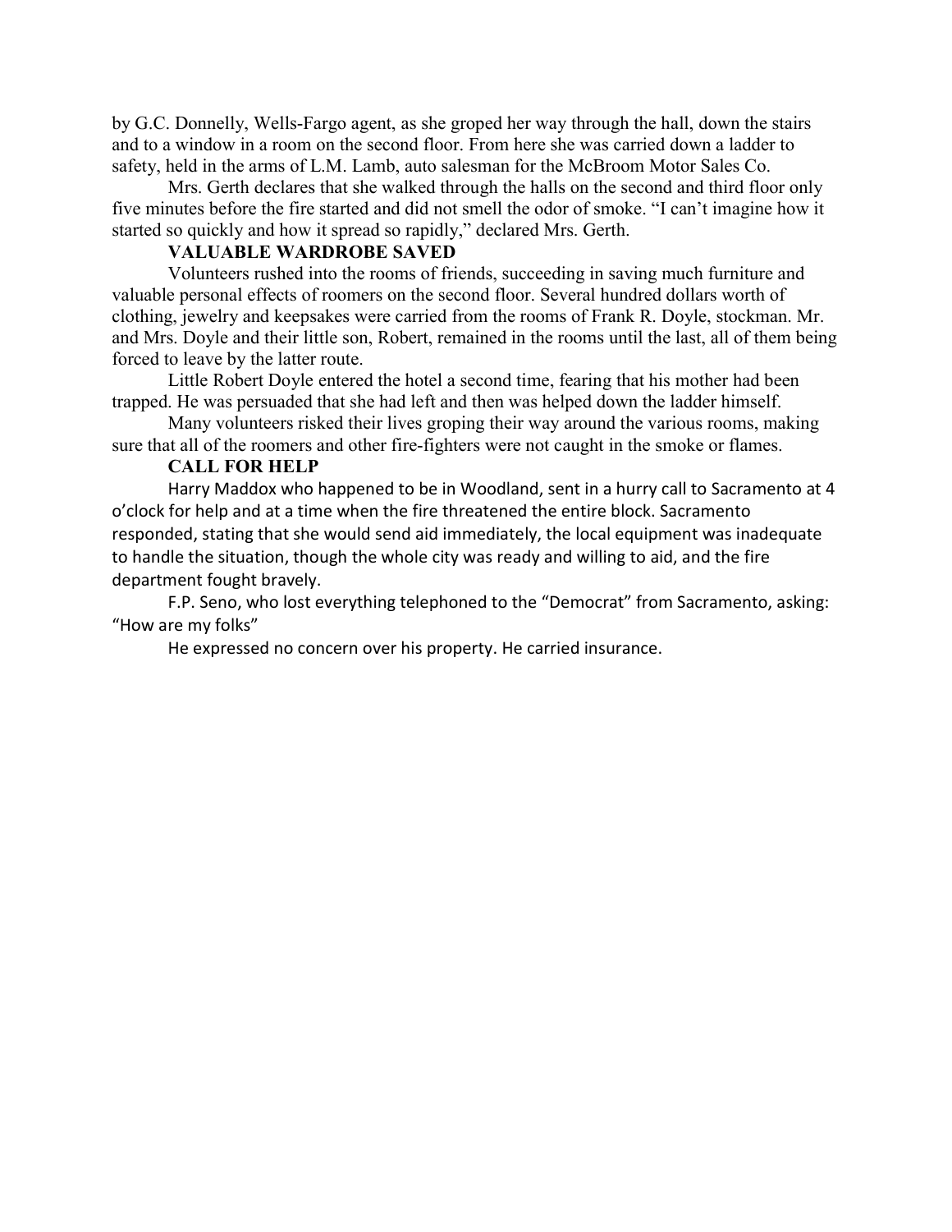by G.C. Donnelly, Wells-Fargo agent, as she groped her way through the hall, down the stairs and to a window in a room on the second floor. From here she was carried down a ladder to safety, held in the arms of L.M. Lamb, auto salesman for the McBroom Motor Sales Co.

Mrs. Gerth declares that she walked through the halls on the second and third floor only five minutes before the fire started and did not smell the odor of smoke. “I can’t imagine how it started so quickly and how it spread so rapidly,” declared Mrs. Gerth.

**VALUABLE WARDROBE SAVED**

Volunteers rushed into the rooms of friends, succeeding in saving much furniture and valuable personal effects of roomers on the second floor. Several hundred dollars worth of clothing, jewelry and keepsakes were carried from the rooms of Frank R. Doyle, stockman. Mr. and Mrs. Doyle and their little son, Robert, remained in the rooms until the last, all of them being forced to leave by the latter route.

Little Robert Doyle entered the hotel a second time, fearing that his mother had been trapped. He was persuaded that she had left and then was helped down the ladder himself.

Many volunteers risked their lives groping their way around the various rooms, making sure that all of the roomers and other fire-fighters were not caught in the smoke or flames.

**CALL FOR HELP**

Harry Maddox who happened to be in Woodland, sent in a hurry call to Sacramento at 4 o’clock for help and at a time when the fire threatened the entire block. Sacramento responded, stating that she would send aid immediately, the local equipment was inadequate to handle the situation, though the whole city was ready and willing to aid, and the fire department fought bravely.

F.P. Seno, who lost everything telephoned to the “Democrat” from Sacramento, asking: “How are my folks”

He expressed no concern over his property. He carried insurance.